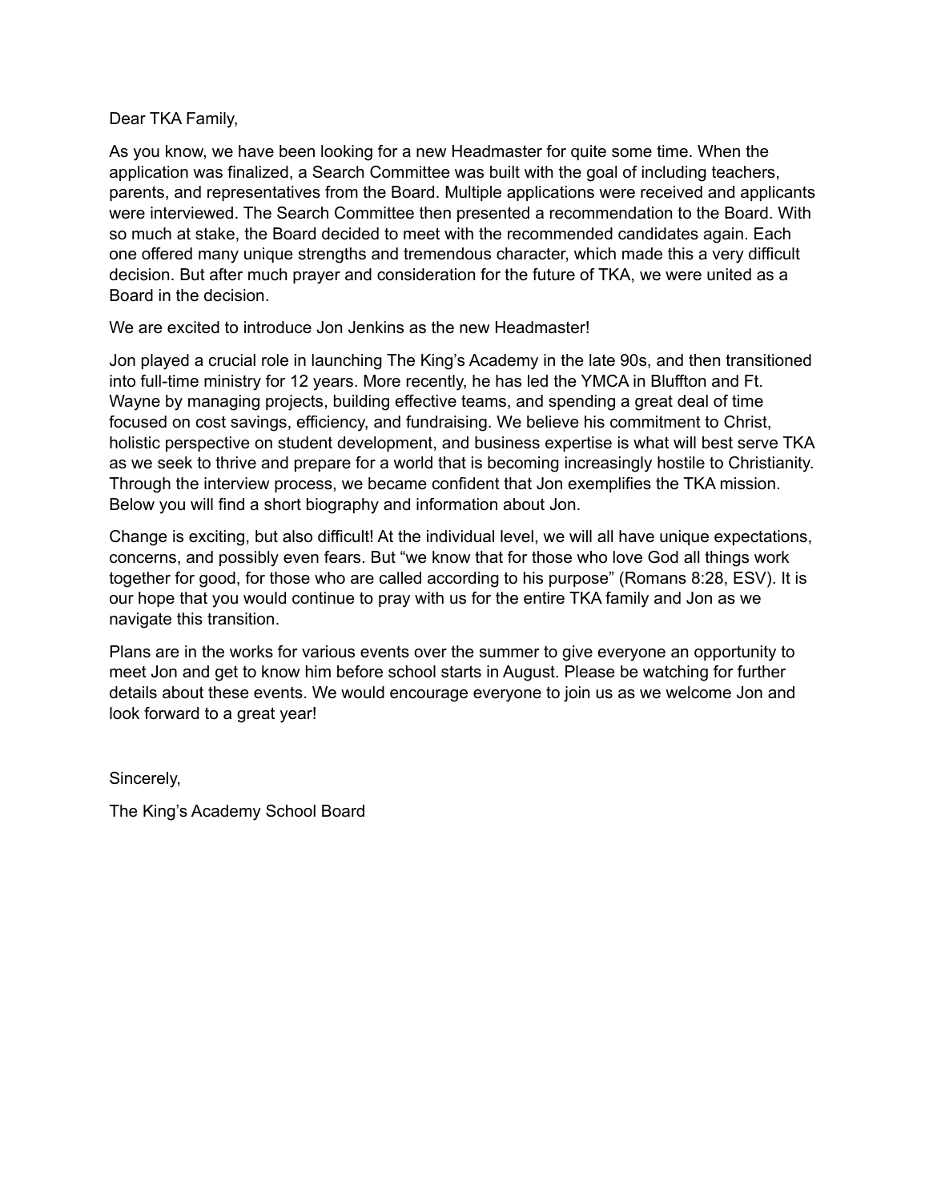Dear TKA Family,

As you know, we have been looking for a new Headmaster for quite some time. When the application was finalized, a Search Committee was built with the goal of including teachers, parents, and representatives from the Board. Multiple applications were received and applicants were interviewed. The Search Committee then presented a recommendation to the Board. With so much at stake, the Board decided to meet with the recommended candidates again. Each one offered many unique strengths and tremendous character, which made this a very difficult decision. But after much prayer and consideration for the future of TKA, we were united as a Board in the decision.

We are excited to introduce Jon Jenkins as the new Headmaster!

Jon played a crucial role in launching The King's Academy in the late 90s, and then transitioned into full-time ministry for 12 years. More recently, he has led the YMCA in Bluffton and Ft. Wayne by managing projects, building effective teams, and spending a great deal of time focused on cost savings, efficiency, and fundraising. We believe his commitment to Christ, holistic perspective on student development, and business expertise is what will best serve TKA as we seek to thrive and prepare for a world that is becoming increasingly hostile to Christianity. Through the interview process, we became confident that Jon exemplifies the TKA mission. Below you will find a short biography and information about Jon.

Change is exciting, but also difficult! At the individual level, we will all have unique expectations, concerns, and possibly even fears. But "we know that for those who love God all things work together for good, for those who are called according to his purpose" (Romans 8:28, ESV). It is our hope that you would continue to pray with us for the entire TKA family and Jon as we navigate this transition.

Plans are in the works for various events over the summer to give everyone an opportunity to meet Jon and get to know him before school starts in August. Please be watching for further details about these events. We would encourage everyone to join us as we welcome Jon and look forward to a great year!

Sincerely,

The King's Academy School Board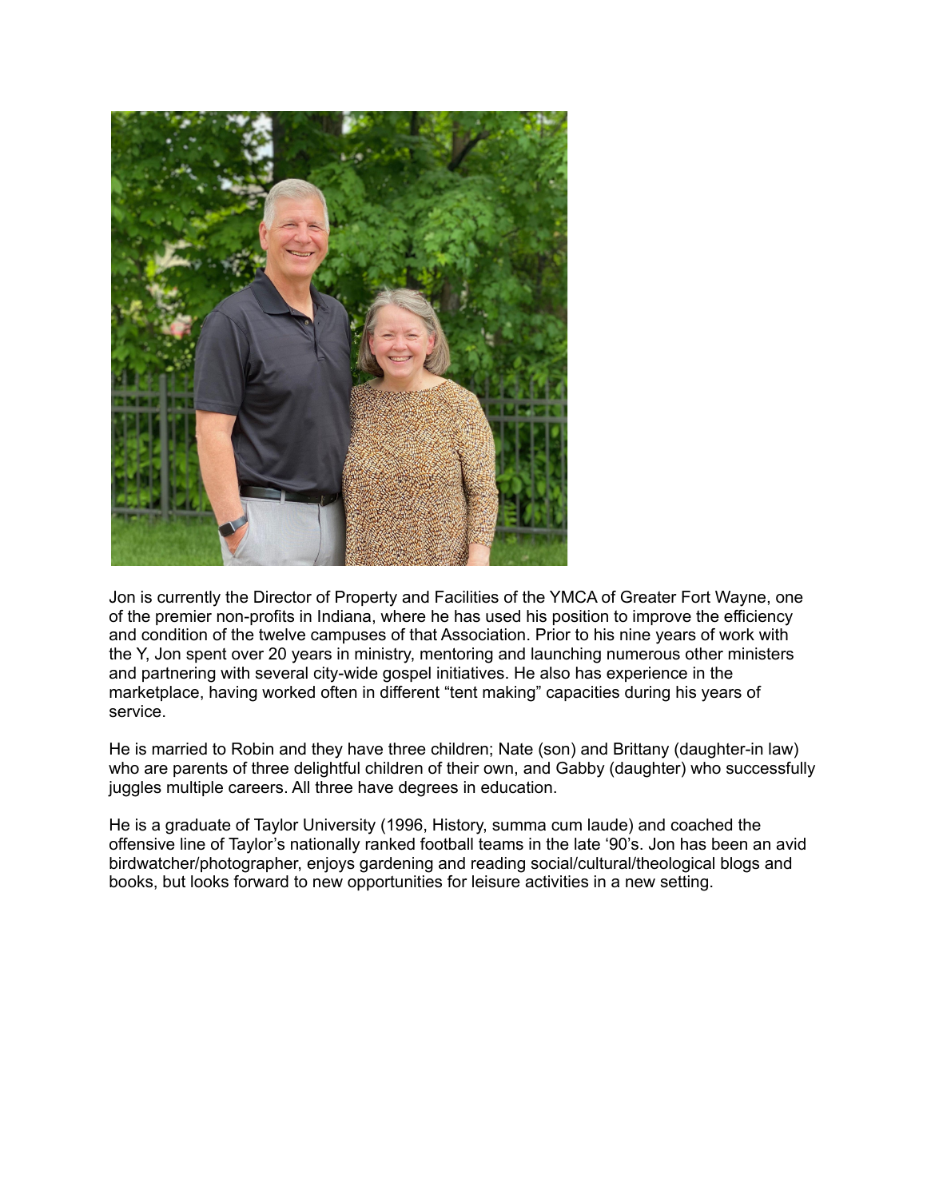Jon is currently the Director of Property and Facilities of the YMCA of Greater Fort Wayne, one of the premier non-profits in Indiana, where he has used his position to improve the efficiency and condition of the twelve campuses of that Association. Prior to his nine years of work with the Y, Jon spent over 20 years in ministry, mentoring and launching numerous other ministers and partnering with several city-wide gospel initiatives. He also has experience in the marketplace, having worked often in different "tent making" capacities during his years of service.

He is married to Robin and they have three children; Nate (son) and Brittany (daughter-in law) who are parents of three delightful children of their own, and Gabby (daughter) who successfully juggles multiple careers. All three have degrees in education.

He is a graduate of Taylor University (1996, History, summa cum laude) and coached the offensive line of Taylor's nationally ranked football teams in the late '90's. Jon has been an avid birdwatcher/photographer, enjoys gardening and reading social/cultural/theological blogs and books, but looks forward to new opportunities for leisure activities in a new setting.